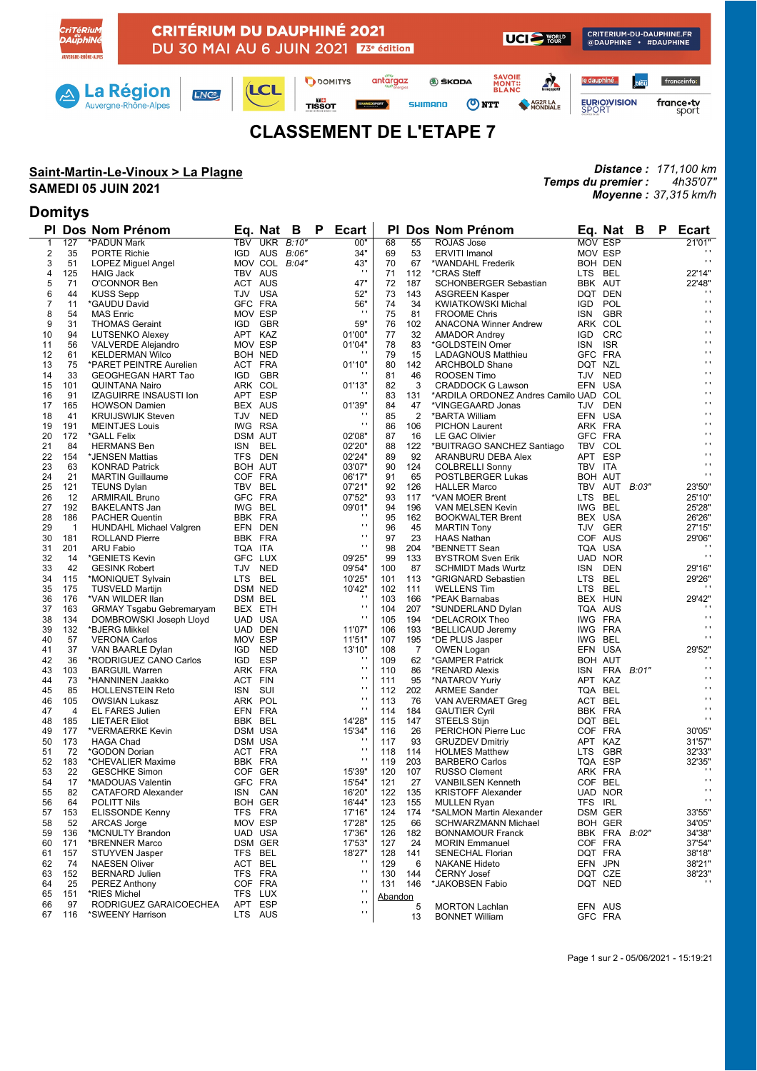# CRITÉRIUM DU DAUPHINÉ 2021

DU 30 MAI AU 6 JUIN 2021 — 73e édition

CRITERIUM-DU-DAUPHINE.FR @DAUPHINE • #DAUPHINE

## CLASSEMENT DE L'ETAPE 7

**Saint-Martin-Le-Vinoux > La Plagne**
**SAMEDI 05 JUIN 2021**

***Distance :*** *171,100 km*
***Temps du premier :*** *4h35'07"*
***Moyenne :*** *37,315 km/h*

## Domitys

| Pl | Dos | Nom Prénom | Eq. | Nat | B | P | Ecart |
|---|---|---|---|---|---|---|---|
| 1 | 127 | *PADUN Mark | TBV | UKR | B:10" | | 00" |
| 2 | 35 | PORTE Richie | IGD | AUS | B:06" | | 34" |
| 3 | 51 | LOPEZ Miguel Angel | MOV | COL | B:04" | | 43" |
| 4 | 125 | HAIG Jack | TBV | AUS | | | ' ' |
| 5 | 71 | O'CONNOR Ben | ACT | AUS | | | 47" |
| 6 | 44 | KUSS Sepp | TJV | USA | | | 52" |
| 7 | 11 | *GAUDU David | GFC | FRA | | | 56" |
| 8 | 54 | MAS Enric | MOV | ESP | | | ' ' |
| 9 | 31 | THOMAS Geraint | IGD | GBR | | | 59" |
| 10 | 94 | LUTSENKO Alexey | APT | KAZ | | | 01'00" |
| 11 | 56 | VALVERDE Alejandro | MOV | ESP | | | 01'04" |
| 12 | 61 | KELDERMAN Wilco | BOH | NED | | | ' ' |
| 13 | 75 | *PARET PEINTRE Aurelien | ACT | FRA | | | 01'10" |
| 14 | 33 | GEOGHEGAN HART Tao | IGD | GBR | | | ' ' |
| 15 | 101 | QUINTANA Nairo | ARK | COL | | | 01'13" |
| 16 | 91 | IZAGUIRRE INSAUSTI Ion | APT | ESP | | | ' ' |
| 17 | 165 | HOWSON Damien | BEX | AUS | | | 01'39" |
| 18 | 41 | KRUIJSWIJK Steven | TJV | NED | | | ' ' |
| 19 | 191 | MEINTJES Louis | IWG | RSA | | | ' ' |
| 20 | 172 | *GALL Felix | DSM | AUT | | | 02'08" |
| 21 | 84 | HERMANS Ben | ISN | BEL | | | 02'20" |
| 22 | 154 | *JENSEN Mattias | TFS | DEN | | | 02'24" |
| 23 | 63 | KONRAD Patrick | BOH | AUT | | | 03'07" |
| 24 | 21 | MARTIN Guillaume | COF | FRA | | | 06'17" |
| 25 | 121 | TEUNS Dylan | TBV | BEL | | | 07'21" |
| 26 | 12 | ARMIRAIL Bruno | GFC | FRA | | | 07'52" |
| 27 | 192 | BAKELANTS Jan | IWG | BEL | | | 09'01" |
| 28 | 186 | PACHER Quentin | BBK | FRA | | | ' ' |
| 29 | 1 | HUNDAHL Michael Valgren | EFN | DEN | | | ' ' |
| 30 | 181 | ROLLAND Pierre | BBK | FRA | | | ' ' |
| 31 | 201 | ARU Fabio | TQA | ITA | | | ' ' |
| 32 | 14 | *GENIETS Kevin | GFC | LUX | | | 09'25" |
| 33 | 42 | GESINK Robert | TJV | NED | | | 09'54" |
| 34 | 115 | *MONIQUET Sylvain | LTS | BEL | | | 10'25" |
| 35 | 175 | TUSVELD Martijn | DSM | NED | | | 10'42" |
| 36 | 176 | *VAN WILDER Ilan | DSM | BEL | | | ' ' |
| 37 | 163 | GRMAY Tsgabu Gebremaryam | BEX | ETH | | | ' ' |
| 38 | 134 | DOMBROWSKI Joseph Lloyd | UAD | USA | | | ' ' |
| 39 | 132 | *BJERG Mikkel | UAD | DEN | | | 11'07" |
| 40 | 57 | VERONA Carlos | MOV | ESP | | | 11'51" |
| 41 | 37 | VAN BAARLE Dylan | IGD | NED | | | 13'10" |
| 42 | 36 | *RODRIGUEZ CANO Carlos | IGD | ESP | | | ' ' |
| 43 | 103 | BARGUIL Warren | ARK | FRA | | | ' ' |
| 44 | 73 | *HANNINEN Jaakko | ACT | FIN | | | ' ' |
| 45 | 85 | HOLLENSTEIN Reto | ISN | SUI | | | ' ' |
| 46 | 105 | OWSIAN Lukasz | ARK | POL | | | ' ' |
| 47 | 4 | EL FARES Julien | EFN | FRA | | | ' ' |
| 48 | 185 | LIETAER Eliot | BBK | BEL | | | 14'28" |
| 49 | 177 | *VERMAERKE Kevin | DSM | USA | | | 15'34" |
| 50 | 173 | HAGA Chad | DSM | USA | | | ' ' |
| 51 | 72 | *GODON Dorian | ACT | FRA | | | ' ' |
| 52 | 183 | *CHEVALIER Maxime | BBK | FRA | | | ' ' |
| 53 | 22 | GESCHKE Simon | COF | GER | | | 15'39" |
| 54 | 17 | *MADOUAS Valentin | GFC | FRA | | | 15'54" |
| 55 | 82 | CATAFORD Alexander | ISN | CAN | | | 16'20" |
| 56 | 64 | POLITT Nils | BOH | GER | | | 16'44" |
| 57 | 153 | ELISSONDE Kenny | TFS | FRA | | | 17'16" |
| 58 | 52 | ARCAS Jorge | MOV | ESP | | | 17'28" |
| 59 | 136 | *MCNULTY Brandon | UAD | USA | | | 17'36" |
| 60 | 171 | *BRENNER Marco | DSM | GER | | | 17'53" |
| 61 | 157 | STUYVEN Jasper | TFS | BEL | | | 18'27" |
| 62 | 74 | NAESEN Oliver | ACT | BEL | | | ' ' |
| 63 | 152 | BERNARD Julien | TFS | FRA | | | ' ' |
| 64 | 25 | PEREZ Anthony | COF | FRA | | | ' ' |
| 65 | 151 | *RIES Michel | TFS | LUX | | | ' ' |
| 66 | 97 | RODRIGUEZ GARAICOECHEA | APT | ESP | | | ' ' |
| 67 | 116 | *SWEENY Harrison | LTS | AUS | | | ' ' |
| 68 | 55 | ROJAS Jose | MOV | ESP | | | 21'01" |
| 69 | 53 | ERVITI Imanol | MOV | ESP | | | ' ' |
| 70 | 67 | *WANDAHL Frederik | BOH | DEN | | | ' ' |
| 71 | 112 | *CRAS Steff | LTS | BEL | | | 22'14" |
| 72 | 187 | SCHONBERGER Sebastian | BBK | AUT | | | 22'48" |
| 73 | 143 | ASGREEN Kasper | DQT | DEN | | | ' ' |
| 74 | 34 | KWIATKOWSKI Michal | IGD | POL | | | ' ' |
| 75 | 81 | FROOME Chris | ISN | GBR | | | ' ' |
| 76 | 102 | ANACONA Winner Andrew | ARK | COL | | | ' ' |
| 77 | 32 | AMADOR Andrey | IGD | CRC | | | ' ' |
| 78 | 83 | *GOLDSTEIN Omer | ISN | ISR | | | ' ' |
| 79 | 15 | LADAGNOUS Matthieu | GFC | FRA | | | ' ' |
| 80 | 142 | ARCHBOLD Shane | DQT | NZL | | | ' ' |
| 81 | 46 | ROOSEN Timo | TJV | NED | | | ' ' |
| 82 | 3 | CRADDOCK G Lawson | EFN | USA | | | ' ' |
| 83 | 131 | *ARDILA ORDONEZ Andres Camilo | UAD | COL | | | ' ' |
| 84 | 47 | *VINGEGAARD Jonas | TJV | DEN | | | ' ' |
| 85 | 2 | *BARTA William | EFN | USA | | | ' ' |
| 86 | 106 | PICHON Laurent | ARK | FRA | | | ' ' |
| 87 | 16 | LE GAC Olivier | GFC | FRA | | | ' ' |
| 88 | 122 | *BUITRAGO SANCHEZ Santiago | TBV | COL | | | ' ' |
| 89 | 92 | ARANBURU DEBA Alex | APT | ESP | | | ' ' |
| 90 | 124 | COLBRELLI Sonny | TBV | ITA | | | ' ' |
| 91 | 65 | POSTLBERGER Lukas | BOH | AUT | | | ' ' |
| 92 | 126 | HALLER Marco | TBV | AUT | B:03" | | 23'50" |
| 93 | 117 | *VAN MOER Brent | LTS | BEL | | | 25'10" |
| 94 | 196 | VAN MELSEN Kevin | IWG | BEL | | | 25'28" |
| 95 | 162 | BOOKWALTER Brent | BEX | USA | | | 26'26" |
| 96 | 45 | MARTIN Tony | TJV | GER | | | 27'15" |
| 97 | 23 | HAAS Nathan | COF | AUS | | | 29'06" |
| 98 | 204 | *BENNETT Sean | TQA | USA | | | ' ' |
| 99 | 133 | BYSTROM Sven Erik | UAD | NOR | | | ' ' |
| 100 | 87 | SCHMIDT Mads Wurtz | ISN | DEN | | | 29'16" |
| 101 | 113 | *GRIGNARD Sebastien | LTS | BEL | | | 29'26" |
| 102 | 111 | WELLENS Tim | LTS | BEL | | | ' ' |
| 103 | 166 | *PEAK Barnabas | BEX | HUN | | | 29'42" |
| 104 | 207 | *SUNDERLAND Dylan | TQA | AUS | | | ' ' |
| 105 | 194 | *DELACROIX Theo | IWG | FRA | | | ' ' |
| 106 | 193 | *BELLICAUD Jeremy | IWG | FRA | | | ' ' |
| 107 | 195 | *DE PLUS Jasper | IWG | BEL | | | ' ' |
| 108 | 7 | OWEN Logan | EFN | USA | | | 29'52" |
| 109 | 62 | *GAMPER Patrick | BOH | AUT | | | ' ' |
| 110 | 86 | *RENARD Alexis | ISN | FRA | B:01" | | ' ' |
| 111 | 95 | *NATAROV Yuriy | APT | KAZ | | | ' ' |
| 112 | 202 | ARMEE Sander | TQA | BEL | | | ' ' |
| 113 | 76 | VAN AVERMAET Greg | ACT | BEL | | | ' ' |
| 114 | 184 | GAUTIER Cyril | BBK | FRA | | | ' ' |
| 115 | 147 | STEELS Stijn | DQT | BEL | | | ' ' |
| 116 | 26 | PERICHON Pierre Luc | COF | FRA | | | 30'05" |
| 117 | 93 | GRUZDEV Dmitriy | APT | KAZ | | | 31'57" |
| 118 | 114 | HOLMES Matthew | LTS | GBR | | | 32'33" |
| 119 | 203 | BARBERO Carlos | TQA | ESP | | | 32'35" |
| 120 | 107 | RUSSO Clement | ARK | FRA | | | ' ' |
| 121 | 27 | VANBILSEN Kenneth | COF | BEL | | | ' ' |
| 122 | 135 | KRISTOFF Alexander | UAD | NOR | | | ' ' |
| 123 | 155 | MULLEN Ryan | TFS | IRL | | | ' ' |
| 124 | 174 | *SALMON Martin Alexander | DSM | GER | | | 33'55" |
| 125 | 66 | SCHWARZMANN Michael | BOH | GER | | | 34'05" |
| 126 | 182 | BONNAMOUR Franck | BBK | FRA | B:02" | | 34'38" |
| 127 | 24 | MORIN Emmanuel | COF | FRA | | | 37'54" |
| 128 | 141 | SENECHAL Florian | DQT | FRA | | | 38'18" |
| 129 | 6 | NAKANE Hideto | EFN | JPN | | | 38'21" |
| 130 | 144 | ČERNY Josef | DQT | CZE | | | 38'23" |
| 131 | 146 | *JAKOBSEN Fabio | DQT | NED | | | ' ' |

**Abandon**

| Dos | Nom Prénom | Eq. | Nat |
|---|---|---|---|
| 5 | MORTON Lachlan | EFN | AUS |
| 13 | BONNET William | GFC | FRA |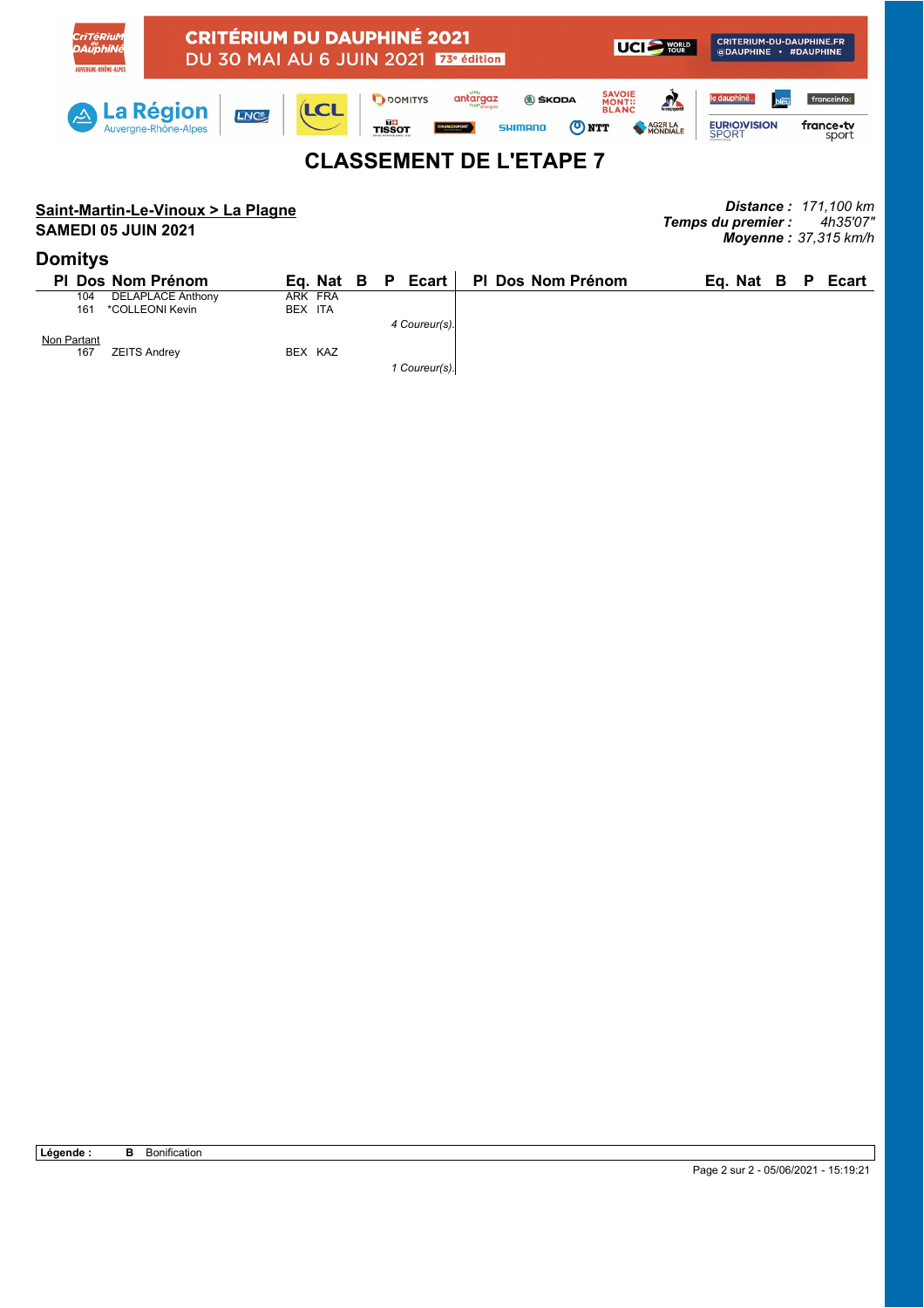# CLASSEMENT DE L'ETAPE 7

**Saint-Martin-Le-Vinoux > La Plagne**
**SAMEDI 05 JUIN 2021**

***Distance :*** *171,100 km*
***Temps du premier :*** *4h35'07"*
***Moyenne :*** *37,315 km/h*

## Domitys

| Pl | Dos | Nom Prénom | Eq. | Nat | B | P | Ecart |
|---|---|---|---|---|---|---|---|
| | 104 | DELAPLACE Anthony | ARK | FRA | | | |
| | 161 | *COLLEONI Kevin | BEX | ITA | | | |
| | | | | | | | *4 Coureur(s).* |
| Non Partant | | | | | | | |
| | 167 | ZEITS Andrey | BEX | KAZ | | | |
| | | | | | | | *1 Coureur(s).* |

**Légende :** **B** Bonification